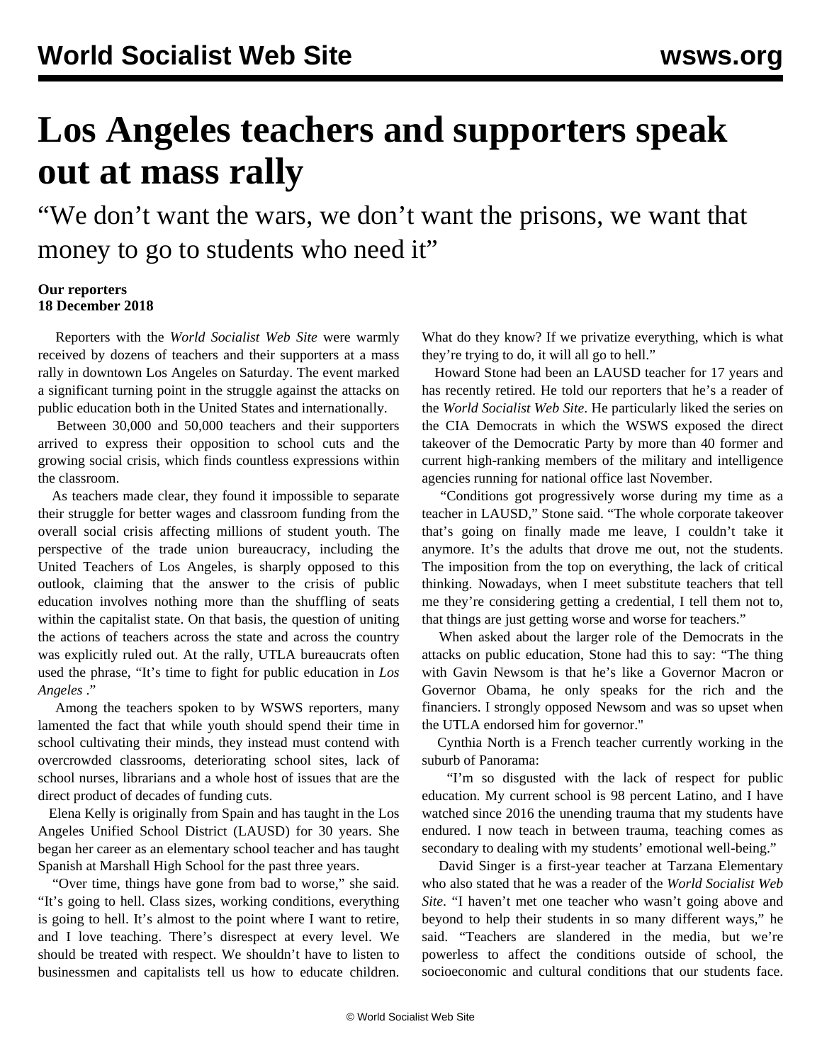# Los Angeles teachers and supporters speak out at mass rally

## "We don't want the wars, we don't want the prisons, we want that money to go to students who need it"

**Our reporters**
**18 December 2018**

Reporters with the *World Socialist Web Site* were warmly received by dozens of teachers and their supporters at a mass rally in downtown Los Angeles on Saturday. The event marked a significant turning point in the struggle against the attacks on public education both in the United States and internationally.

Between 30,000 and 50,000 teachers and their supporters arrived to express their opposition to school cuts and the growing social crisis, which finds countless expressions within the classroom.

As teachers made clear, they found it impossible to separate their struggle for better wages and classroom funding from the overall social crisis affecting millions of student youth. The perspective of the trade union bureaucracy, including the United Teachers of Los Angeles, is sharply opposed to this outlook, claiming that the answer to the crisis of public education involves nothing more than the shuffling of seats within the capitalist state. On that basis, the question of uniting the actions of teachers across the state and across the country was explicitly ruled out. At the rally, UTLA bureaucrats often used the phrase, "It's time to fight for public education in *Los Angeles* ."

Among the teachers spoken to by WSWS reporters, many lamented the fact that while youth should spend their time in school cultivating their minds, they instead must contend with overcrowded classrooms, deteriorating school sites, lack of school nurses, librarians and a whole host of issues that are the direct product of decades of funding cuts.

Elena Kelly is originally from Spain and has taught in the Los Angeles Unified School District (LAUSD) for 30 years. She began her career as an elementary school teacher and has taught Spanish at Marshall High School for the past three years.

"Over time, things have gone from bad to worse," she said. "It's going to hell. Class sizes, working conditions, everything is going to hell. It's almost to the point where I want to retire, and I love teaching. There's disrespect at every level. We should be treated with respect. We shouldn't have to listen to businessmen and capitalists tell us how to educate children. What do they know? If we privatize everything, which is what they're trying to do, it will all go to hell."

Howard Stone had been an LAUSD teacher for 17 years and has recently retired. He told our reporters that he's a reader of the *World Socialist Web Site*. He particularly liked the series on the CIA Democrats in which the WSWS exposed the direct takeover of the Democratic Party by more than 40 former and current high-ranking members of the military and intelligence agencies running for national office last November.

"Conditions got progressively worse during my time as a teacher in LAUSD," Stone said. "The whole corporate takeover that's going on finally made me leave, I couldn't take it anymore. It's the adults that drove me out, not the students. The imposition from the top on everything, the lack of critical thinking. Nowadays, when I meet substitute teachers that tell me they're considering getting a credential, I tell them not to, that things are just getting worse and worse for teachers."

When asked about the larger role of the Democrats in the attacks on public education, Stone had this to say: "The thing with Gavin Newsom is that he's like a Governor Macron or Governor Obama, he only speaks for the rich and the financiers. I strongly opposed Newsom and was so upset when the UTLA endorsed him for governor."

Cynthia North is a French teacher currently working in the suburb of Panorama:

"I'm so disgusted with the lack of respect for public education. My current school is 98 percent Latino, and I have watched since 2016 the unending trauma that my students have endured. I now teach in between trauma, teaching comes as secondary to dealing with my students' emotional well-being."

David Singer is a first-year teacher at Tarzana Elementary who also stated that he was a reader of the *World Socialist Web Site*. "I haven't met one teacher who wasn't going above and beyond to help their students in so many different ways," he said. "Teachers are slandered in the media, but we're powerless to affect the conditions outside of school, the socioeconomic and cultural conditions that our students face.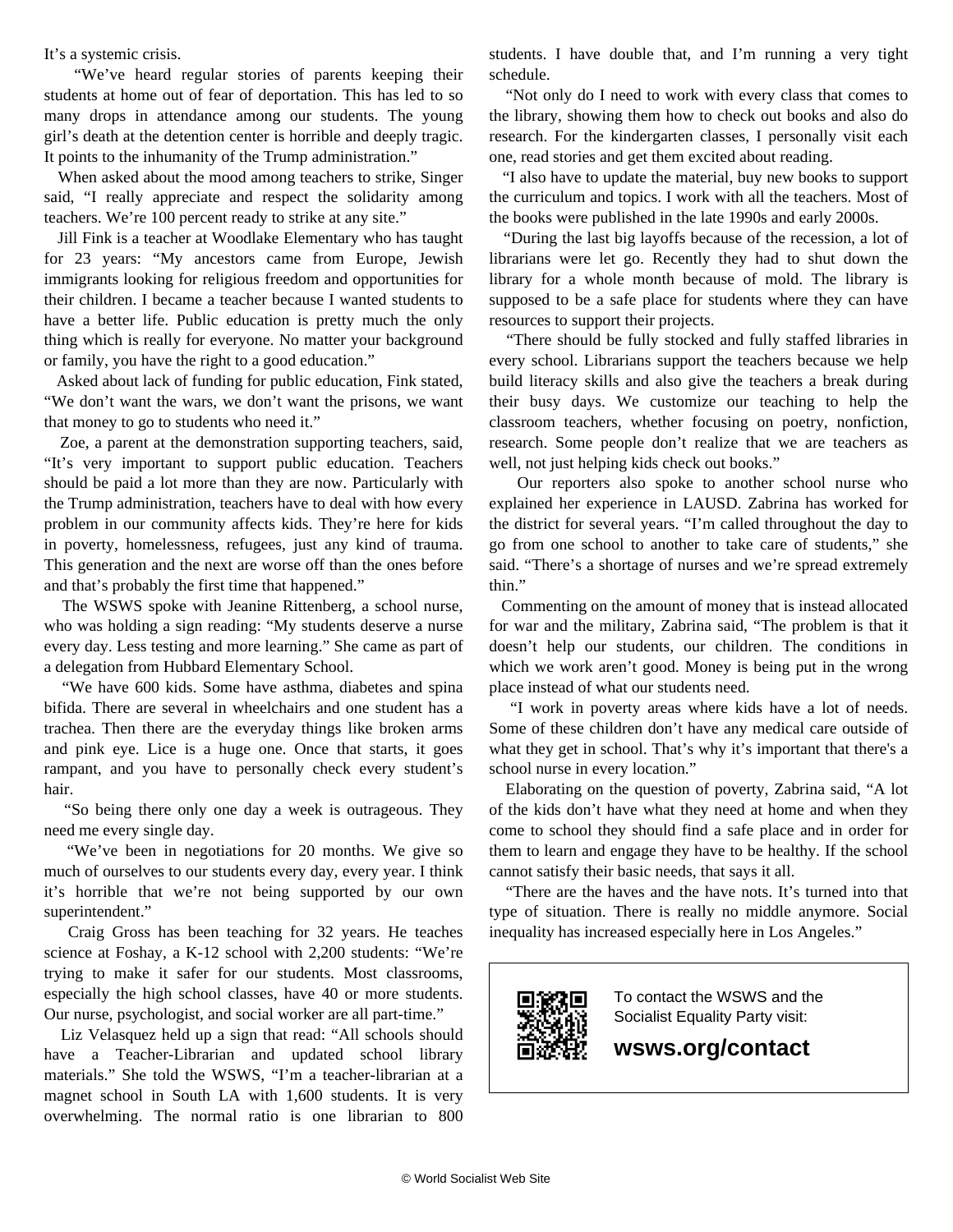It's a systemic crisis.

"We've heard regular stories of parents keeping their students at home out of fear of deportation. This has led to so many drops in attendance among our students. The young girl's death at the detention center is horrible and deeply tragic. It points to the inhumanity of the Trump administration."

When asked about the mood among teachers to strike, Singer said, "I really appreciate and respect the solidarity among teachers. We're 100 percent ready to strike at any site."

Jill Fink is a teacher at Woodlake Elementary who has taught for 23 years: "My ancestors came from Europe, Jewish immigrants looking for religious freedom and opportunities for their children. I became a teacher because I wanted students to have a better life. Public education is pretty much the only thing which is really for everyone. No matter your background or family, you have the right to a good education."

Asked about lack of funding for public education, Fink stated, "We don't want the wars, we don't want the prisons, we want that money to go to students who need it."

Zoe, a parent at the demonstration supporting teachers, said, "It's very important to support public education. Teachers should be paid a lot more than they are now. Particularly with the Trump administration, teachers have to deal with how every problem in our community affects kids. They're here for kids in poverty, homelessness, refugees, just any kind of trauma. This generation and the next are worse off than the ones before and that's probably the first time that happened."

The WSWS spoke with Jeanine Rittenberg, a school nurse, who was holding a sign reading: "My students deserve a nurse every day. Less testing and more learning." She came as part of a delegation from Hubbard Elementary School.

"We have 600 kids. Some have asthma, diabetes and spina bifida. There are several in wheelchairs and one student has a trachea. Then there are the everyday things like broken arms and pink eye. Lice is a huge one. Once that starts, it goes rampant, and you have to personally check every student's hair.

"So being there only one day a week is outrageous. They need me every single day.

"We've been in negotiations for 20 months. We give so much of ourselves to our students every day, every year. I think it's horrible that we're not being supported by our own superintendent."

Craig Gross has been teaching for 32 years. He teaches science at Foshay, a K-12 school with 2,200 students: "We're trying to make it safer for our students. Most classrooms, especially the high school classes, have 40 or more students. Our nurse, psychologist, and social worker are all part-time."

Liz Velasquez held up a sign that read: "All schools should have a Teacher-Librarian and updated school library materials." She told the WSWS, "I'm a teacher-librarian at a magnet school in South LA with 1,600 students. It is very overwhelming. The normal ratio is one librarian to 800 students. I have double that, and I'm running a very tight schedule.

"Not only do I need to work with every class that comes to the library, showing them how to check out books and also do research. For the kindergarten classes, I personally visit each one, read stories and get them excited about reading.

"I also have to update the material, buy new books to support the curriculum and topics. I work with all the teachers. Most of the books were published in the late 1990s and early 2000s.

"During the last big layoffs because of the recession, a lot of librarians were let go. Recently they had to shut down the library for a whole month because of mold. The library is supposed to be a safe place for students where they can have resources to support their projects.

"There should be fully stocked and fully staffed libraries in every school. Librarians support the teachers because we help build literacy skills and also give the teachers a break during their busy days. We customize our teaching to help the classroom teachers, whether focusing on poetry, nonfiction, research. Some people don't realize that we are teachers as well, not just helping kids check out books."

Our reporters also spoke to another school nurse who explained her experience in LAUSD. Zabrina has worked for the district for several years. "I'm called throughout the day to go from one school to another to take care of students," she said. "There's a shortage of nurses and we're spread extremely thin."

Commenting on the amount of money that is instead allocated for war and the military, Zabrina said, "The problem is that it doesn't help our students, our children. The conditions in which we work aren't good. Money is being put in the wrong place instead of what our students need.

"I work in poverty areas where kids have a lot of needs. Some of these children don't have any medical care outside of what they get in school. That's why it's important that there's a school nurse in every location."

Elaborating on the question of poverty, Zabrina said, "A lot of the kids don't have what they need at home and when they come to school they should find a safe place and in order for them to learn and engage they have to be healthy. If the school cannot satisfy their basic needs, that says it all.

"There are the haves and the have nots. It's turned into that type of situation. There is really no middle anymore. Social inequality has increased especially here in Los Angeles."

To contact the WSWS and the Socialist Equality Party visit:

**wsws.org/contact**